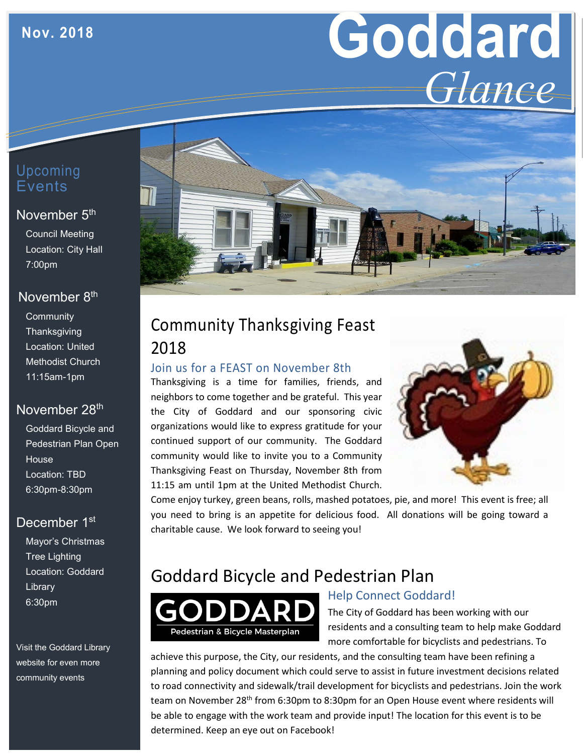Nov. 2018

# Goddard *Glance*

## Upcoming Events

**November 5th**

Council Meeting
Location: City Hall
7:00pm

**November 8th**

Community Thanksgiving
Location: United Methodist Church
11:15am-1pm

**November 28th**

Goddard Bicycle and Pedestrian Plan Open House
Location: TBD
6:30pm-8:30pm

**December 1st**

Mayor's Christmas Tree Lighting
Location: Goddard Library
6:30pm

Visit the Goddard Library website for even more community events

## Community Thanksgiving Feast 2018

### Join us for a FEAST on November 8th

Thanksgiving is a time for families, friends, and neighbors to come together and be grateful. This year the City of Goddard and our sponsoring civic organizations would like to express gratitude for your continued support of our community. The Goddard community would like to invite you to a Community Thanksgiving Feast on Thursday, November 8th from 11:15 am until 1pm at the United Methodist Church. Come enjoy turkey, green beans, rolls, mashed potatoes, pie, and more! This event is free; all you need to bring is an appetite for delicious food. All donations will be going toward a charitable cause. We look forward to seeing you!

## Goddard Bicycle and Pedestrian Plan

GODDARD
Pedestrian & Bicycle Masterplan

### Help Connect Goddard!

The City of Goddard has been working with our residents and a consulting team to help make Goddard more comfortable for bicyclists and pedestrians. To achieve this purpose, the City, our residents, and the consulting team have been refining a planning and policy document which could serve to assist in future investment decisions related to road connectivity and sidewalk/trail development for bicyclists and pedestrians. Join the work team on November 28th from 6:30pm to 8:30pm for an Open House event where residents will be able to engage with the work team and provide input! The location for this event is to be determined. Keep an eye out on Facebook!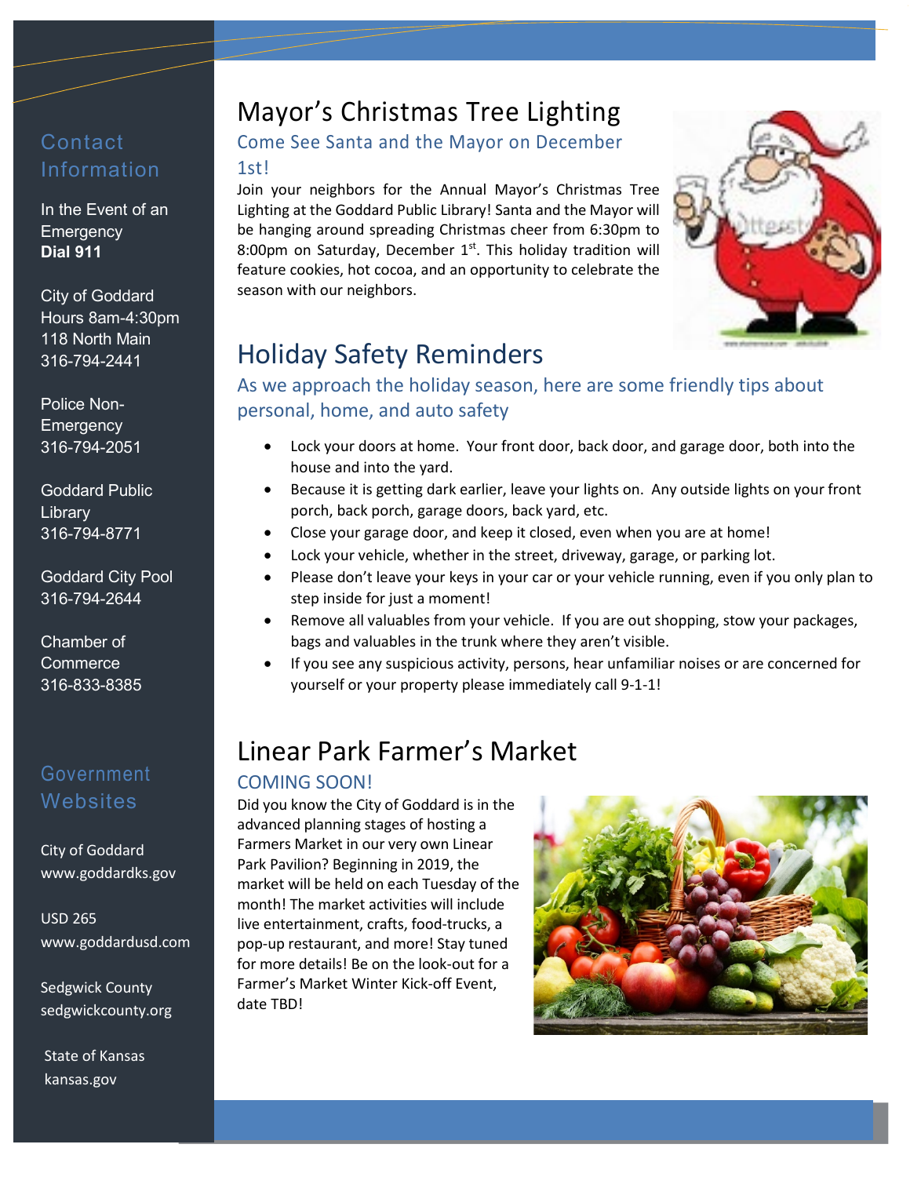## Contact Information

In the Event of an Emergency
**Dial 911**

City of Goddard
Hours 8am-4:30pm
118 North Main
316-794-2441

Police Non-Emergency
316-794-2051

Goddard Public Library
316-794-8771

Goddard City Pool
316-794-2644

Chamber of Commerce
316-833-8385

## Government Websites

City of Goddard
www.goddardks.gov

USD 265
www.goddardusd.com

Sedgwick County
sedgwickcounty.org

State of Kansas
kansas.gov

# Mayor's Christmas Tree Lighting

### Come See Santa and the Mayor on December 1st!

Join your neighbors for the Annual Mayor's Christmas Tree Lighting at the Goddard Public Library! Santa and the Mayor will be hanging around spreading Christmas cheer from 6:30pm to 8:00pm on Saturday, December 1st. This holiday tradition will feature cookies, hot cocoa, and an opportunity to celebrate the season with our neighbors.

# Holiday Safety Reminders

### As we approach the holiday season, here are some friendly tips about personal, home, and auto safety

- Lock your doors at home. Your front door, back door, and garage door, both into the house and into the yard.
- Because it is getting dark earlier, leave your lights on. Any outside lights on your front porch, back porch, garage doors, back yard, etc.
- Close your garage door, and keep it closed, even when you are at home!
- Lock your vehicle, whether in the street, driveway, garage, or parking lot.
- Please don't leave your keys in your car or your vehicle running, even if you only plan to step inside for just a moment!
- Remove all valuables from your vehicle. If you are out shopping, stow your packages, bags and valuables in the trunk where they aren't visible.
- If you see any suspicious activity, persons, hear unfamiliar noises or are concerned for yourself or your property please immediately call 9-1-1!

# Linear Park Farmer's Market

### COMING SOON!

Did you know the City of Goddard is in the advanced planning stages of hosting a Farmers Market in our very own Linear Park Pavilion? Beginning in 2019, the market will be held on each Tuesday of the month! The market activities will include live entertainment, crafts, food-trucks, a pop-up restaurant, and more! Stay tuned for more details! Be on the look-out for a Farmer's Market Winter Kick-off Event, date TBD!